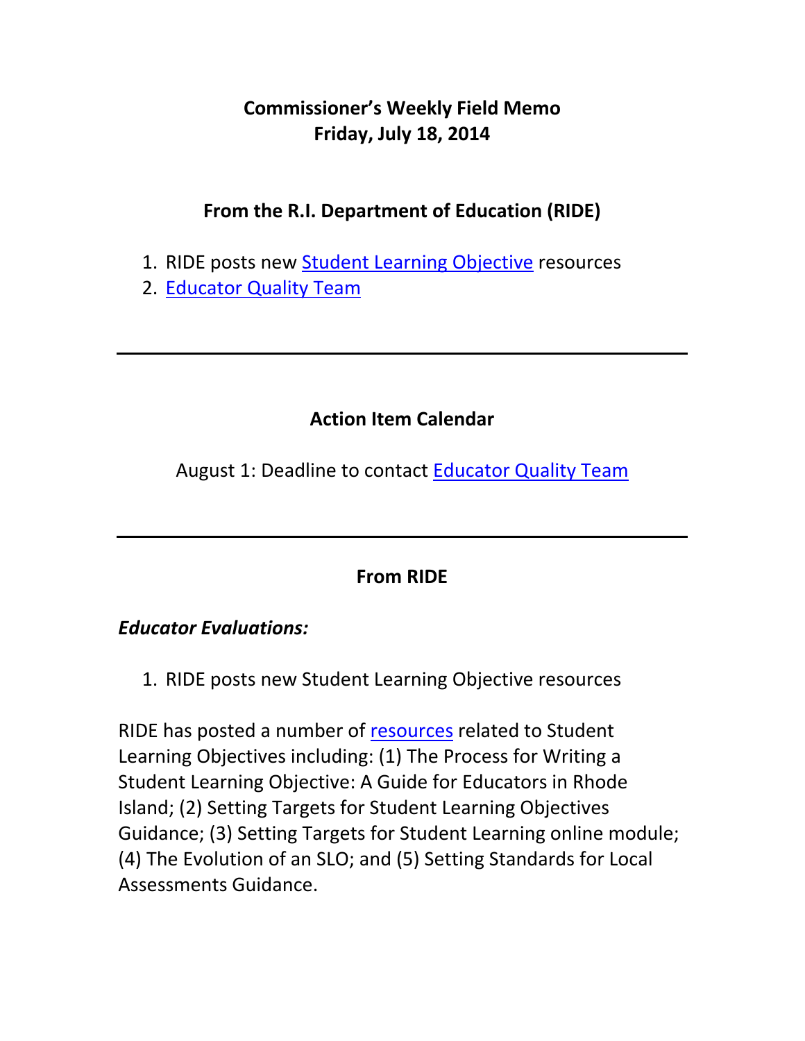# Commissioner's Weekly Field Memo
# Friday, July 18, 2014

## From the R.I. Department of Education (RIDE)

1. RIDE posts new Student Learning Objective resources
2. Educator Quality Team

---

## Action Item Calendar

August 1: Deadline to contact Educator Quality Team

---

## From RIDE

### *Educator Evaluations:*

1. RIDE posts new Student Learning Objective resources

RIDE has posted a number of resources related to Student Learning Objectives including: (1) The Process for Writing a Student Learning Objective: A Guide for Educators in Rhode Island; (2) Setting Targets for Student Learning Objectives Guidance; (3) Setting Targets for Student Learning online module; (4) The Evolution of an SLO; and (5) Setting Standards for Local Assessments Guidance.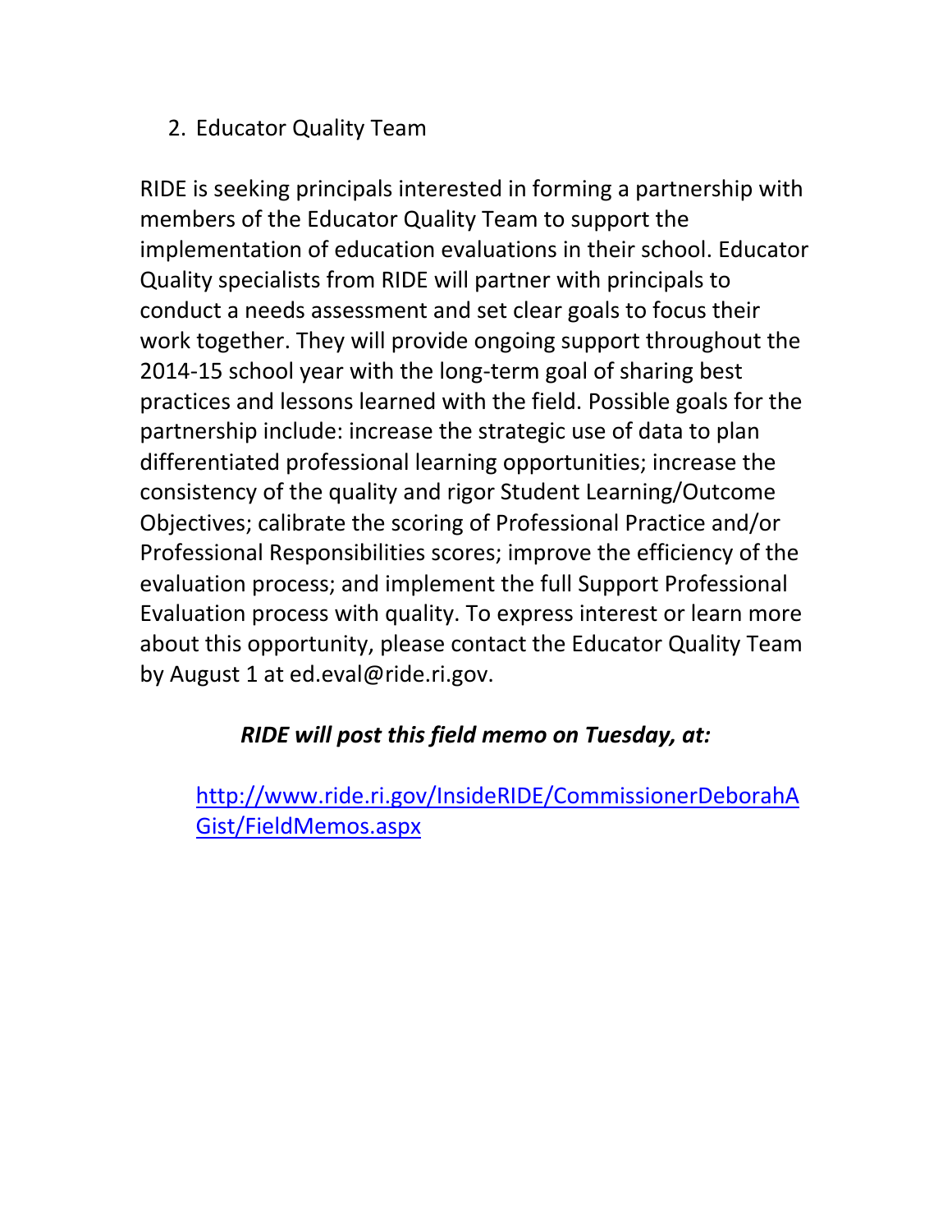2. Educator Quality Team

RIDE is seeking principals interested in forming a partnership with members of the Educator Quality Team to support the implementation of education evaluations in their school. Educator Quality specialists from RIDE will partner with principals to conduct a needs assessment and set clear goals to focus their work together. They will provide ongoing support throughout the 2014-15 school year with the long-term goal of sharing best practices and lessons learned with the field. Possible goals for the partnership include: increase the strategic use of data to plan differentiated professional learning opportunities; increase the consistency of the quality and rigor Student Learning/Outcome Objectives; calibrate the scoring of Professional Practice and/or Professional Responsibilities scores; improve the efficiency of the evaluation process; and implement the full Support Professional Evaluation process with quality. To express interest or learn more about this opportunity, please contact the Educator Quality Team by August 1 at ed.eval@ride.ri.gov.

***RIDE will post this field memo on Tuesday, at:***

[http://www.ride.ri.gov/InsideRIDE/CommissionerDeborahAGist/FieldMemos.aspx](http://www.ride.ri.gov/InsideRIDE/CommissionerDeborahAGist/FieldMemos.aspx)